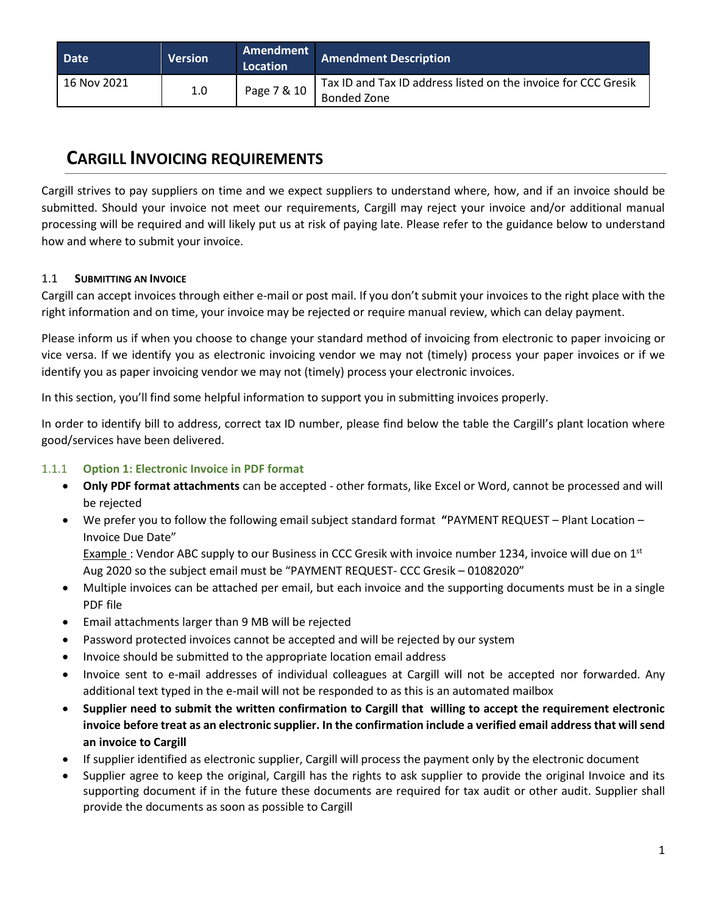| Date | Version | Amendment Location | Amendment Description |
|---|---|---|---|
| 16 Nov 2021 | 1.0 | Page 7 & 10 | Tax ID and Tax ID address listed on the invoice for CCC Gresik Bonded Zone |

# CARGILL INVOICING REQUIREMENTS

Cargill strives to pay suppliers on time and we expect suppliers to understand where, how, and if an invoice should be submitted. Should your invoice not meet our requirements, Cargill may reject your invoice and/or additional manual processing will be required and will likely put us at risk of paying late. Please refer to the guidance below to understand how and where to submit your invoice.

## 1.1 SUBMITTING AN INVOICE

Cargill can accept invoices through either e-mail or post mail. If you don't submit your invoices to the right place with the right information and on time, your invoice may be rejected or require manual review, which can delay payment.

Please inform us if when you choose to change your standard method of invoicing from electronic to paper invoicing or vice versa. If we identify you as electronic invoicing vendor we may not (timely) process your paper invoices or if we identify you as paper invoicing vendor we may not (timely) process your electronic invoices.

In this section, you'll find some helpful information to support you in submitting invoices properly.

In order to identify bill to address, correct tax ID number, please find below the table the Cargill's plant location where good/services have been delivered.

### 1.1.1 Option 1: Electronic Invoice in PDF format

- **Only PDF format attachments** can be accepted - other formats, like Excel or Word, cannot be processed and will be rejected
- We prefer you to follow the following email subject standard format **"**PAYMENT REQUEST – Plant Location – Invoice Due Date"
  Example : Vendor ABC supply to our Business in CCC Gresik with invoice number 1234, invoice will due on 1st Aug 2020 so the subject email must be "PAYMENT REQUEST- CCC Gresik – 01082020"
- Multiple invoices can be attached per email, but each invoice and the supporting documents must be in a single PDF file
- Email attachments larger than 9 MB will be rejected
- Password protected invoices cannot be accepted and will be rejected by our system
- Invoice should be submitted to the appropriate location email address
- Invoice sent to e-mail addresses of individual colleagues at Cargill will not be accepted nor forwarded. Any additional text typed in the e-mail will not be responded to as this is an automated mailbox
- **Supplier need to submit the written confirmation to Cargill that willing to accept the requirement electronic invoice before treat as an electronic supplier. In the confirmation include a verified email address that will send an invoice to Cargill**
- If supplier identified as electronic supplier, Cargill will process the payment only by the electronic document
- Supplier agree to keep the original, Cargill has the rights to ask supplier to provide the original Invoice and its supporting document if in the future these documents are required for tax audit or other audit. Supplier shall provide the documents as soon as possible to Cargill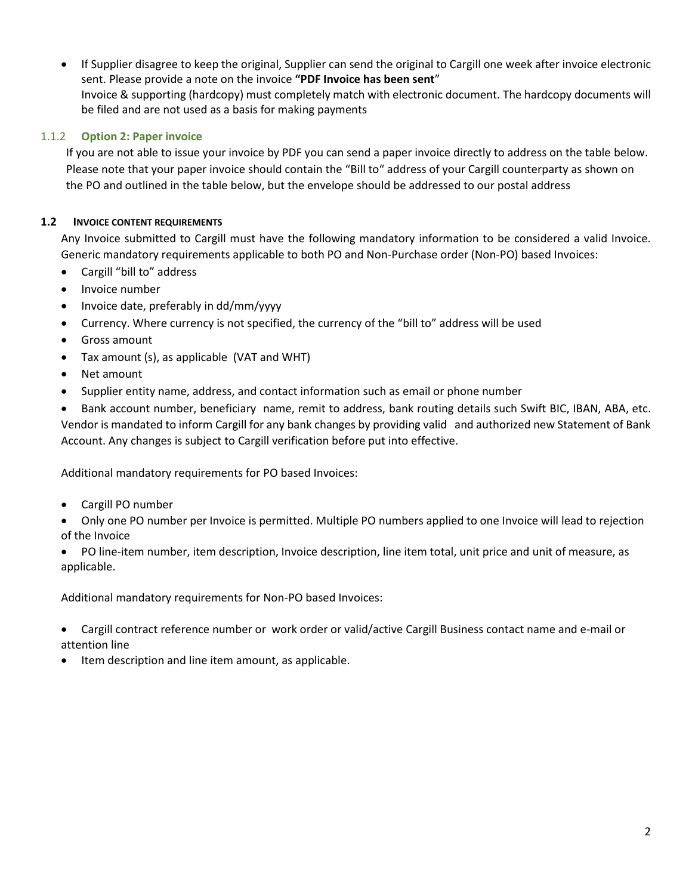- If Supplier disagree to keep the original, Supplier can send the original to Cargill one week after invoice electronic sent. Please provide a note on the invoice **"PDF Invoice has been sent"**
  Invoice & supporting (hardcopy) must completely match with electronic document. The hardcopy documents will be filed and are not used as a basis for making payments

### 1.1.2 Option 2: Paper invoice

If you are not able to issue your invoice by PDF you can send a paper invoice directly to address on the table below. Please note that your paper invoice should contain the "Bill to" address of your Cargill counterparty as shown on the PO and outlined in the table below, but the envelope should be addressed to our postal address

## 1.2 Invoice content requirements

Any Invoice submitted to Cargill must have the following mandatory information to be considered a valid Invoice. Generic mandatory requirements applicable to both PO and Non-Purchase order (Non-PO) based Invoices:

- Cargill "bill to" address
- Invoice number
- Invoice date, preferably in dd/mm/yyyy
- Currency. Where currency is not specified, the currency of the "bill to" address will be used
- Gross amount
- Tax amount (s), as applicable (VAT and WHT)
- Net amount
- Supplier entity name, address, and contact information such as email or phone number
- Bank account number, beneficiary name, remit to address, bank routing details such Swift BIC, IBAN, ABA, etc. Vendor is mandated to inform Cargill for any bank changes by providing valid and authorized new Statement of Bank Account. Any changes is subject to Cargill verification before put into effective.

Additional mandatory requirements for PO based Invoices:

- Cargill PO number
- Only one PO number per Invoice is permitted. Multiple PO numbers applied to one Invoice will lead to rejection of the Invoice
- PO line-item number, item description, Invoice description, line item total, unit price and unit of measure, as applicable.

Additional mandatory requirements for Non-PO based Invoices:

- Cargill contract reference number or work order or valid/active Cargill Business contact name and e-mail or attention line
- Item description and line item amount, as applicable.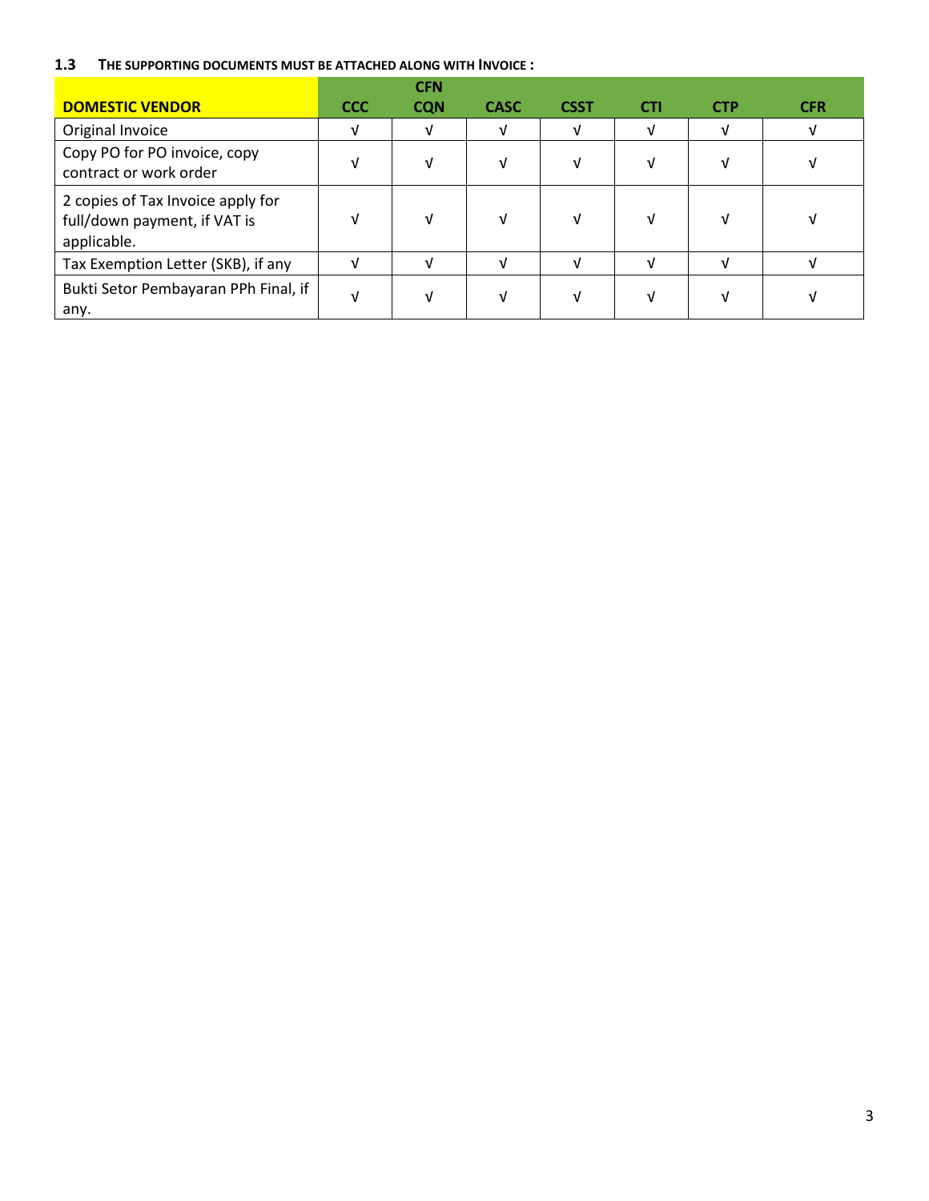### 1.3 THE SUPPORTING DOCUMENTS MUST BE ATTACHED ALONG WITH INVOICE :

| DOMESTIC VENDOR | CCC | CFN CQN | CASC | CSST | CTI | CTP | CFR |
|---|---|---|---|---|---|---|---|
| Original Invoice | √ | √ | √ | √ | √ | √ | √ |
| Copy PO for PO invoice, copy contract or work order | √ | √ | √ | √ | √ | √ | √ |
| 2 copies of Tax Invoice apply for full/down payment, if VAT is applicable. | √ | √ | √ | √ | √ | √ | √ |
| Tax Exemption Letter (SKB), if any | √ | √ | √ | √ | √ | √ | √ |
| Bukti Setor Pembayaran PPh Final, if any. | √ | √ | √ | √ | √ | √ | √ |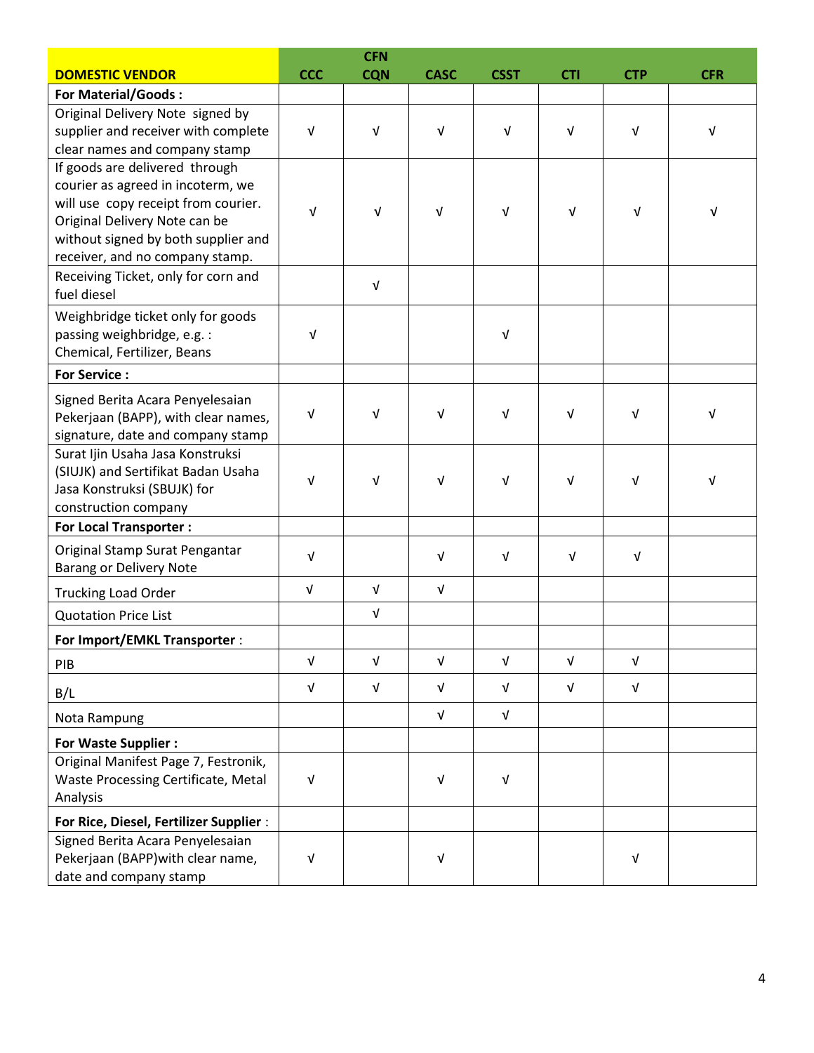| DOMESTIC VENDOR | CCC | CFN CQN | CASC | CSST | CTI | CTP | CFR |
|---|---|---|---|---|---|---|---|
| **For Material/Goods :** | | | | | | | |
| Original Delivery Note signed by supplier and receiver with complete clear names and company stamp | √ | √ | √ | √ | √ | √ | √ |
| If goods are delivered through courier as agreed in incoterm, we will use copy receipt from courier. Original Delivery Note can be without signed by both supplier and receiver, and no company stamp. | √ | √ | √ | √ | √ | √ | √ |
| Receiving Ticket, only for corn and fuel diesel | | √ | | | | | |
| Weighbridge ticket only for goods passing weighbridge, e.g. : Chemical, Fertilizer, Beans | √ | | | √ | | | |
| **For Service :** | | | | | | | |
| Signed Berita Acara Penyelesaian Pekerjaan (BAPP), with clear names, signature, date and company stamp | √ | √ | √ | √ | √ | √ | √ |
| Surat Ijin Usaha Jasa Konstruksi (SIUJK) and Sertifikat Badan Usaha Jasa Konstruksi (SBUJK) for construction company | √ | √ | √ | √ | √ | √ | √ |
| **For Local Transporter :** | | | | | | | |
| Original Stamp Surat Pengantar Barang or Delivery Note | √ | | √ | √ | √ | √ | |
| Trucking Load Order | √ | √ | √ | | | | |
| Quotation Price List | | √ | | | | | |
| **For Import/EMKL Transporter :** | | | | | | | |
| PIB | √ | √ | √ | √ | √ | √ | |
| B/L | √ | √ | √ | √ | √ | √ | |
| Nota Rampung | | | √ | √ | | | |
| **For Waste Supplier :** | | | | | | | |
| Original Manifest Page 7, Festronik, Waste Processing Certificate, Metal Analysis | √ | | √ | √ | | | |
| **For Rice, Diesel, Fertilizer Supplier :** | | | | | | | |
| Signed Berita Acara Penyelesaian Pekerjaan (BAPP)with clear name, date and company stamp | √ | | √ | | | √ | |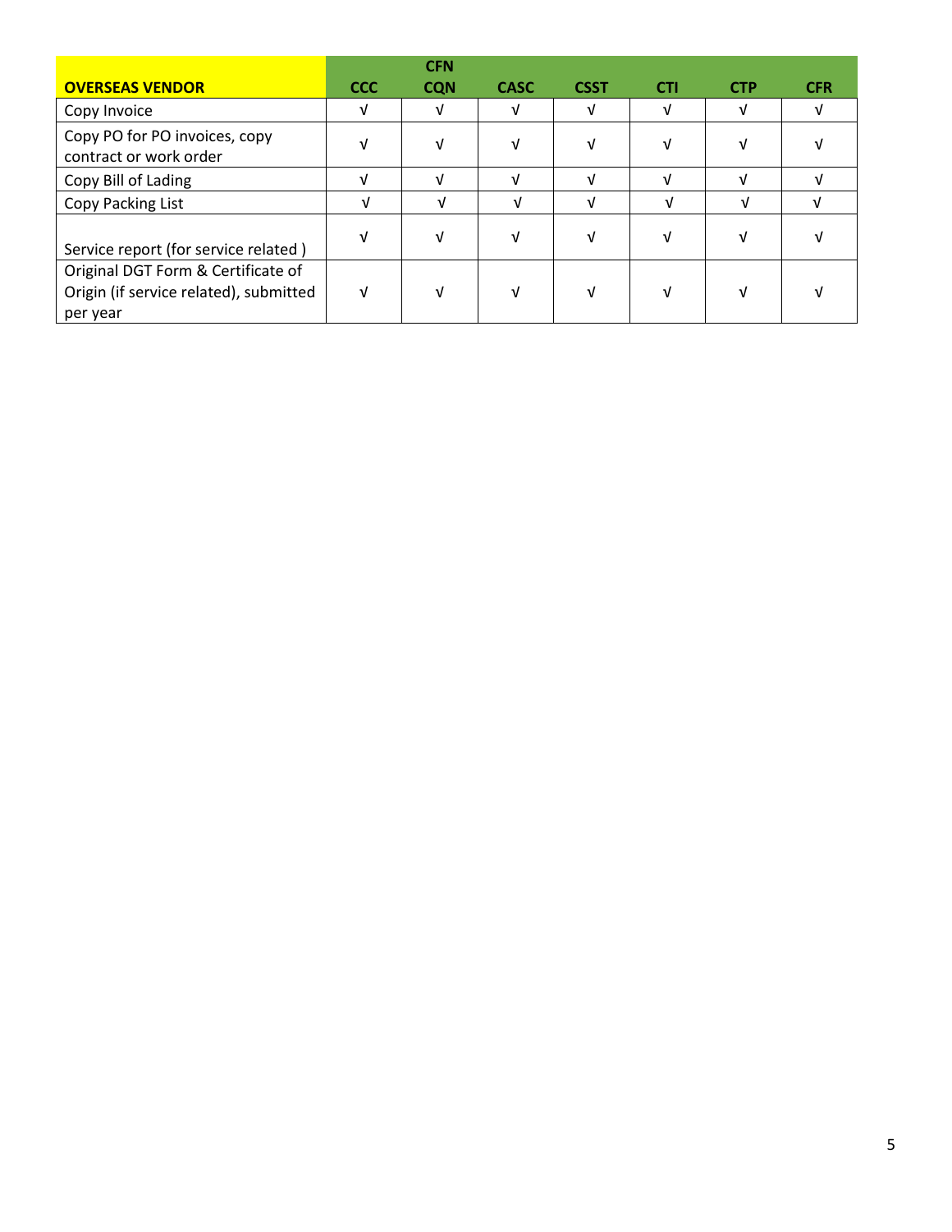| OVERSEAS VENDOR | CCC | CFN CQN | CASC | CSST | CTI | CTP | CFR |
|---|---|---|---|---|---|---|---|
| Copy Invoice | √ | √ | √ | √ | √ | √ | √ |
| Copy PO for PO invoices, copy contract or work order | √ | √ | √ | √ | √ | √ | √ |
| Copy Bill of Lading | √ | √ | √ | √ | √ | √ | √ |
| Copy Packing List | √ | √ | √ | √ | √ | √ | √ |
| Service report (for service related ) | √ | √ | √ | √ | √ | √ | √ |
| Original DGT Form & Certificate of Origin (if service related), submitted per year | √ | √ | √ | √ | √ | √ | √ |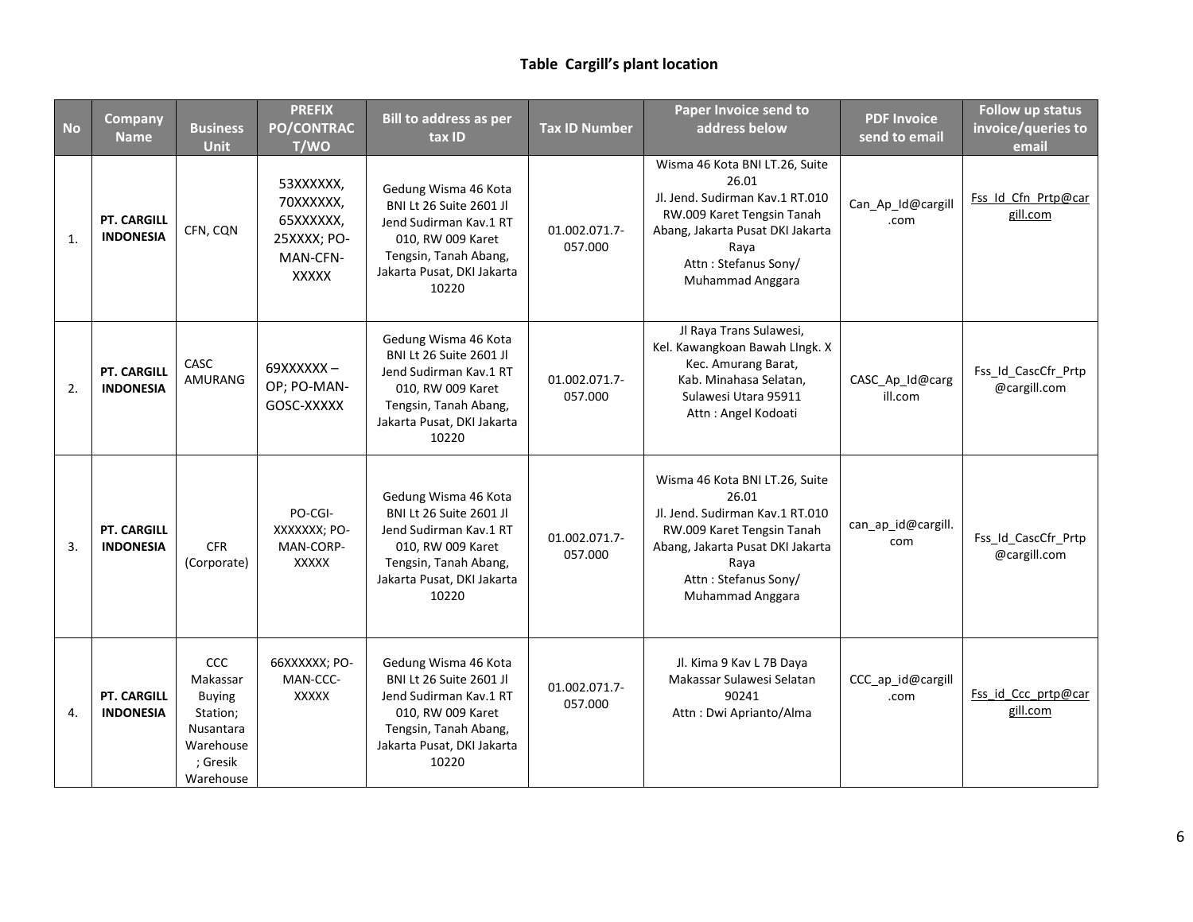**Table Cargill's plant location**

| No | Company Name | Business Unit | PREFIX PO/CONTRACT/WO | Bill to address as per tax ID | Tax ID Number | Paper Invoice send to address below | PDF Invoice send to email | Follow up status invoice/queries to email |
|---|---|---|---|---|---|---|---|---|
| 1. | **PT. CARGILL INDONESIA** | CFN, CQN | 53XXXXXX, 70XXXXXX, 65XXXXXX, 25XXXX; PO-MAN-CFN-XXXXX | Gedung Wisma 46 Kota BNI Lt 26 Suite 2601 Jl Jend Sudirman Kav.1 RT 010, RW 009 Karet Tengsin, Tanah Abang, Jakarta Pusat, DKI Jakarta 10220 | 01.002.071.7-057.000 | Wisma 46 Kota BNI LT.26, Suite 26.01 Jl. Jend. Sudirman Kav.1 RT.010 RW.009 Karet Tengsin Tanah Abang, Jakarta Pusat DKI Jakarta Raya Attn : Stefanus Sony/ Muhammad Anggara | Can_Ap_Id@cargill.com | Fss_Id_Cfn_Prtp@cargill.com |
| 2. | **PT. CARGILL INDONESIA** | CASC AMURANG | 69XXXXXX – OP; PO-MAN-GOSC-XXXXX | Gedung Wisma 46 Kota BNI Lt 26 Suite 2601 Jl Jend Sudirman Kav.1 RT 010, RW 009 Karet Tengsin, Tanah Abang, Jakarta Pusat, DKI Jakarta 10220 | 01.002.071.7-057.000 | Jl Raya Trans Sulawesi, Kel. Kawangkoan Bawah LIngk. X Kec. Amurang Barat, Kab. Minahasa Selatan, Sulawesi Utara 95911 Attn : Angel Kodoati | CASC_Ap_Id@cargill.com | Fss_Id_CascCfr_Prtp@cargill.com |
| 3. | **PT. CARGILL INDONESIA** | CFR (Corporate) | PO-CGI-XXXXXXX; PO-MAN-CORP-XXXXX | Gedung Wisma 46 Kota BNI Lt 26 Suite 2601 Jl Jend Sudirman Kav.1 RT 010, RW 009 Karet Tengsin, Tanah Abang, Jakarta Pusat, DKI Jakarta 10220 | 01.002.071.7-057.000 | Wisma 46 Kota BNI LT.26, Suite 26.01 Jl. Jend. Sudirman Kav.1 RT.010 RW.009 Karet Tengsin Tanah Abang, Jakarta Pusat DKI Jakarta Raya Attn : Stefanus Sony/ Muhammad Anggara | can_ap_id@cargill.com | Fss_Id_CascCfr_Prtp@cargill.com |
| 4. | **PT. CARGILL INDONESIA** | CCC Makassar Buying Station; Nusantara Warehouse ; Gresik Warehouse | 66XXXXXX; PO-MAN-CCC-XXXXX | Gedung Wisma 46 Kota BNI Lt 26 Suite 2601 Jl Jend Sudirman Kav.1 RT 010, RW 009 Karet Tengsin, Tanah Abang, Jakarta Pusat, DKI Jakarta 10220 | 01.002.071.7-057.000 | Jl. Kima 9 Kav L 7B Daya Makassar Sulawesi Selatan 90241 Attn : Dwi Aprianto/Alma | CCC_ap_id@cargill.com | Fss_id_Ccc_prtp@cargill.com |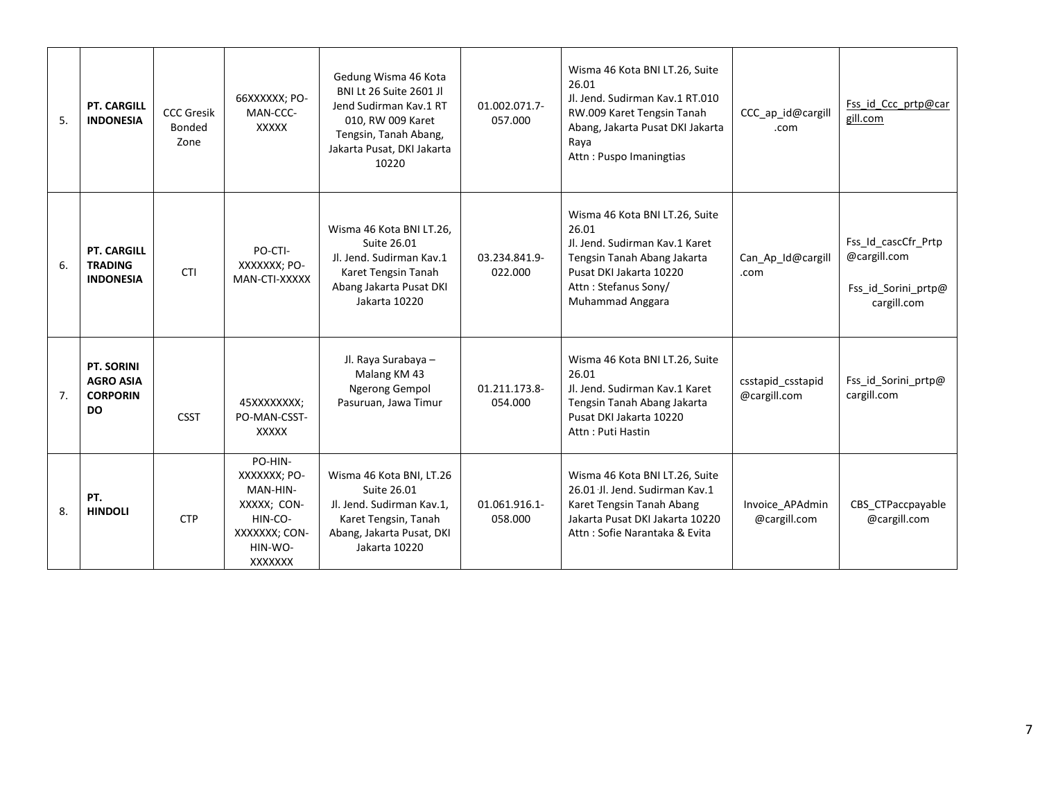| | | | | | | | | |
|---|---|---|---|---|---|---|---|---|
| 5. | **PT. CARGILL INDONESIA** | CCC Gresik Bonded Zone | 66XXXXXX; PO-MAN-CCC-XXXXX | Gedung Wisma 46 Kota BNI Lt 26 Suite 2601 Jl Jend Sudirman Kav.1 RT 010, RW 009 Karet Tengsin, Tanah Abang, Jakarta Pusat, DKI Jakarta 10220 | 01.002.071.7-057.000 | Wisma 46 Kota BNI LT.26, Suite 26.01<br>Jl. Jend. Sudirman Kav.1 RT.010 RW.009 Karet Tengsin Tanah Abang, Jakarta Pusat DKI Jakarta Raya<br>Attn : Puspo Imaningtias | CCC_ap_id@cargill.com | Fss_id_Ccc_prtp@cargill.com |
| 6. | **PT. CARGILL TRADING INDONESIA** | CTI | PO-CTI-XXXXXXX; PO-MAN-CTI-XXXXX | Wisma 46 Kota BNI LT.26, Suite 26.01<br>Jl. Jend. Sudirman Kav.1 Karet Tengsin Tanah Abang Jakarta Pusat DKI Jakarta 10220 | 03.234.841.9-022.000 | Wisma 46 Kota BNI LT.26, Suite 26.01<br>Jl. Jend. Sudirman Kav.1 Karet Tengsin Tanah Abang Jakarta Pusat DKI Jakarta 10220<br>Attn : Stefanus Sony/ Muhammad Anggara | Can_Ap_Id@cargill.com | Fss_Id_cascCfr_Prtp@cargill.com<br><br>Fss_id_Sorini_prtp@cargill.com |
| 7. | **PT. SORINI AGRO ASIA CORPORINDO** | CSST | 45XXXXXXXX; PO-MAN-CSST-XXXXX | Jl. Raya Surabaya – Malang KM 43 Ngerong Gempol Pasuruan, Jawa Timur | 01.211.173.8-054.000 | Wisma 46 Kota BNI LT.26, Suite 26.01<br>Jl. Jend. Sudirman Kav.1 Karet Tengsin Tanah Abang Jakarta Pusat DKI Jakarta 10220<br>Attn : Puti Hastin | csstapid_csstapid@cargill.com | Fss_id_Sorini_prtp@cargill.com |
| 8. | **PT. HINDOLI** | CTP | PO-HIN-XXXXXXX; PO-MAN-HIN-XXXXX; CON-HIN-CO-XXXXXXX; CON-HIN-WO-XXXXXXX | Wisma 46 Kota BNI, LT.26 Suite 26.01<br>Jl. Jend. Sudirman Kav.1, Karet Tengsin, Tanah Abang, Jakarta Pusat, DKI Jakarta 10220 | 01.061.916.1-058.000 | Wisma 46 Kota BNI LT.26, Suite 26.01 Jl. Jend. Sudirman Kav.1 Karet Tengsin Tanah Abang Jakarta Pusat DKI Jakarta 10220<br>Attn : Sofie Narantaka & Evita | Invoice_APAdmin@cargill.com | CBS_CTPaccpayable@cargill.com |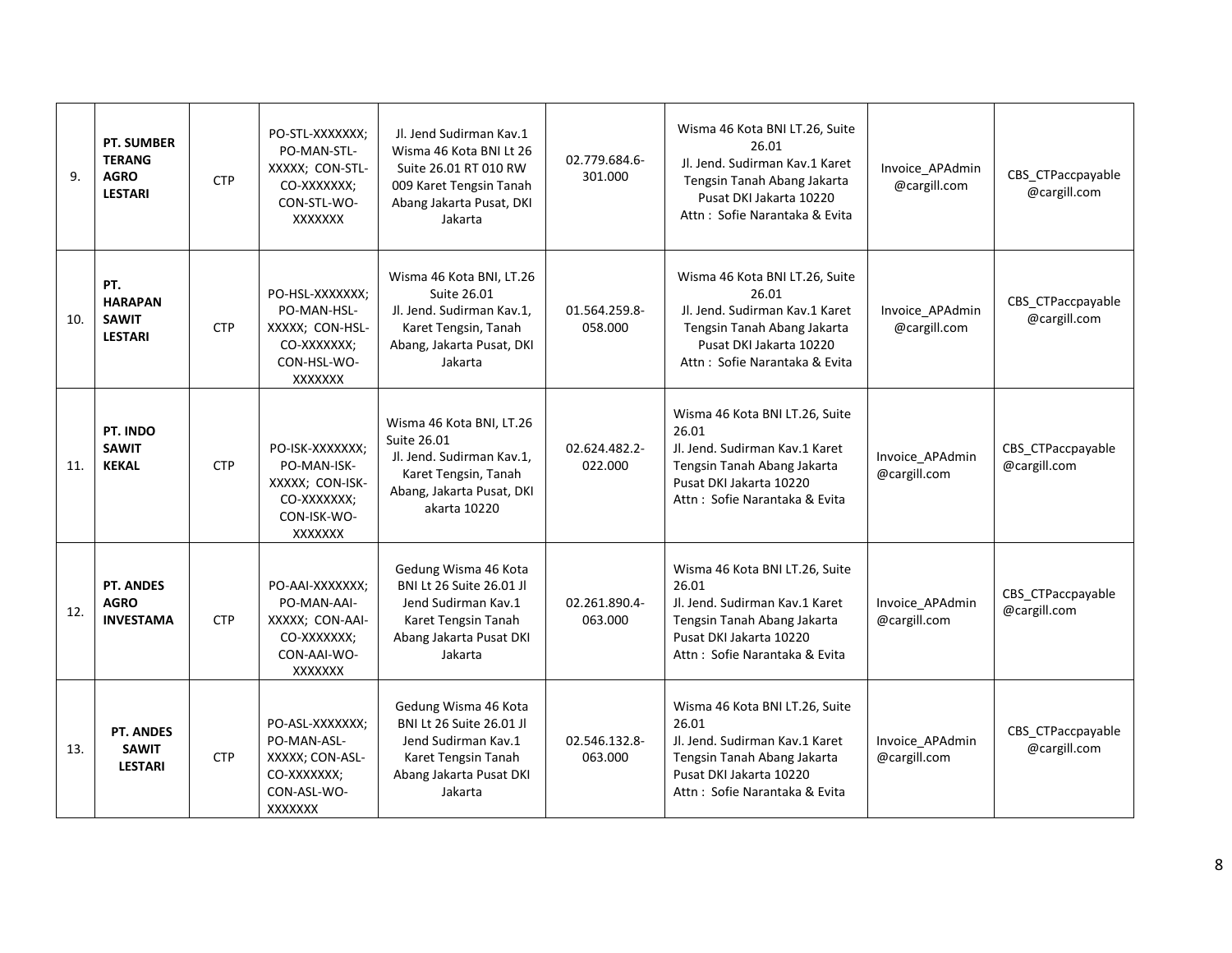| 9. | **PT. SUMBER TERANG AGRO LESTARI** | CTP | PO-STL-XXXXXXX; PO-MAN-STL-XXXXX; CON-STL-CO-XXXXXXX; CON-STL-WO-XXXXXXX | Jl. Jend Sudirman Kav.1 Wisma 46 Kota BNI Lt 26 Suite 26.01 RT 010 RW 009 Karet Tengsin Tanah Abang Jakarta Pusat, DKI Jakarta | 02.779.684.6-301.000 | Wisma 46 Kota BNI LT.26, Suite 26.01 Jl. Jend. Sudirman Kav.1 Karet Tengsin Tanah Abang Jakarta Pusat DKI Jakarta 10220 Attn : Sofie Narantaka & Evita | Invoice_APAdmin @cargill.com | CBS_CTPaccpayable @cargill.com |
|---|---|---|---|---|---|---|---|---|
| 10. | **PT. HARAPAN SAWIT LESTARI** | CTP | PO-HSL-XXXXXXX; PO-MAN-HSL-XXXXX; CON-HSL-CO-XXXXXXX; CON-HSL-WO-XXXXXXX | Wisma 46 Kota BNI, LT.26 Suite 26.01 Jl. Jend. Sudirman Kav.1, Karet Tengsin, Tanah Abang, Jakarta Pusat, DKI Jakarta | 01.564.259.8-058.000 | Wisma 46 Kota BNI LT.26, Suite 26.01 Jl. Jend. Sudirman Kav.1 Karet Tengsin Tanah Abang Jakarta Pusat DKI Jakarta 10220 Attn : Sofie Narantaka & Evita | Invoice_APAdmin @cargill.com | CBS_CTPaccpayable @cargill.com |
| 11. | **PT. INDO SAWIT KEKAL** | CTP | PO-ISK-XXXXXXX; PO-MAN-ISK-XXXXX; CON-ISK-CO-XXXXXXX; CON-ISK-WO-XXXXXXX | Wisma 46 Kota BNI, LT.26 Suite 26.01 Jl. Jend. Sudirman Kav.1, Karet Tengsin, Tanah Abang, Jakarta Pusat, DKI akarta 10220 | 02.624.482.2-022.000 | Wisma 46 Kota BNI LT.26, Suite 26.01 Jl. Jend. Sudirman Kav.1 Karet Tengsin Tanah Abang Jakarta Pusat DKI Jakarta 10220 Attn : Sofie Narantaka & Evita | Invoice_APAdmin @cargill.com | CBS_CTPaccpayable @cargill.com |
| 12. | **PT. ANDES AGRO INVESTAMA** | CTP | PO-AAI-XXXXXXX; PO-MAN-AAI-XXXXX; CON-AAI-CO-XXXXXXX; CON-AAI-WO-XXXXXXX | Gedung Wisma 46 Kota BNI Lt 26 Suite 26.01 Jl Jend Sudirman Kav.1 Karet Tengsin Tanah Abang Jakarta Pusat DKI Jakarta | 02.261.890.4-063.000 | Wisma 46 Kota BNI LT.26, Suite 26.01 Jl. Jend. Sudirman Kav.1 Karet Tengsin Tanah Abang Jakarta Pusat DKI Jakarta 10220 Attn : Sofie Narantaka & Evita | Invoice_APAdmin @cargill.com | CBS_CTPaccpayable @cargill.com |
| 13. | **PT. ANDES SAWIT LESTARI** | CTP | PO-ASL-XXXXXXX; PO-MAN-ASL-XXXXX; CON-ASL-CO-XXXXXXX; CON-ASL-WO-XXXXXXX | Gedung Wisma 46 Kota BNI Lt 26 Suite 26.01 Jl Jend Sudirman Kav.1 Karet Tengsin Tanah Abang Jakarta Pusat DKI Jakarta | 02.546.132.8-063.000 | Wisma 46 Kota BNI LT.26, Suite 26.01 Jl. Jend. Sudirman Kav.1 Karet Tengsin Tanah Abang Jakarta Pusat DKI Jakarta 10220 Attn : Sofie Narantaka & Evita | Invoice_APAdmin @cargill.com | CBS_CTPaccpayable @cargill.com |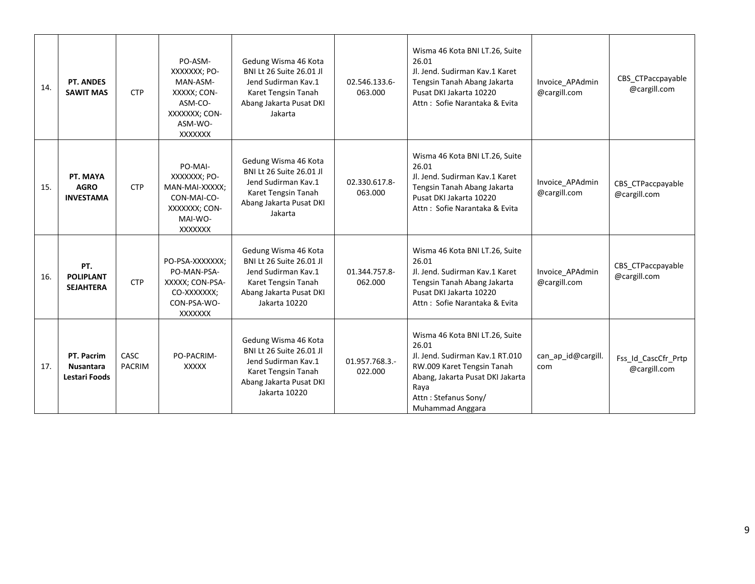| | | | | | | | | |
|---|---|---|---|---|---|---|---|---|
| 14. | **PT. ANDES SAWIT MAS** | CTP | PO-ASM-XXXXXXX; PO-MAN-ASM-XXXXX; CON-ASM-CO-XXXXXXX; CON-ASM-WO-XXXXXXX | Gedung Wisma 46 Kota BNI Lt 26 Suite 26.01 Jl Jend Sudirman Kav.1 Karet Tengsin Tanah Abang Jakarta Pusat DKI Jakarta | 02.546.133.6-063.000 | Wisma 46 Kota BNI LT.26, Suite 26.01<br>Jl. Jend. Sudirman Kav.1 Karet Tengsin Tanah Abang Jakarta Pusat DKI Jakarta 10220<br>Attn : Sofie Narantaka & Evita | Invoice_APAdmin@cargill.com | CBS_CTPaccpayable@cargill.com |
| 15. | **PT. MAYA AGRO INVESTAMA** | CTP | PO-MAI-XXXXXXX; PO-MAN-MAI-XXXXX; CON-MAI-CO-XXXXXXX; CON-MAI-WO-XXXXXXX | Gedung Wisma 46 Kota BNI Lt 26 Suite 26.01 Jl Jend Sudirman Kav.1 Karet Tengsin Tanah Abang Jakarta Pusat DKI Jakarta | 02.330.617.8-063.000 | Wisma 46 Kota BNI LT.26, Suite 26.01<br>Jl. Jend. Sudirman Kav.1 Karet Tengsin Tanah Abang Jakarta Pusat DKI Jakarta 10220<br>Attn : Sofie Narantaka & Evita | Invoice_APAdmin@cargill.com | CBS_CTPaccpayable@cargill.com |
| 16. | **PT. POLIPLANT SEJAHTERA** | CTP | PO-PSA-XXXXXXX; PO-MAN-PSA-XXXXX; CON-PSA-CO-XXXXXXX; CON-PSA-WO-XXXXXXX | Gedung Wisma 46 Kota BNI Lt 26 Suite 26.01 Jl Jend Sudirman Kav.1 Karet Tengsin Tanah Abang Jakarta Pusat DKI Jakarta 10220 | 01.344.757.8-062.000 | Wisma 46 Kota BNI LT.26, Suite 26.01<br>Jl. Jend. Sudirman Kav.1 Karet Tengsin Tanah Abang Jakarta Pusat DKI Jakarta 10220<br>Attn : Sofie Narantaka & Evita | Invoice_APAdmin@cargill.com | CBS_CTPaccpayable@cargill.com |
| 17. | **PT. Pacrim Nusantara Lestari Foods** | CASC PACRIM | PO-PACRIM-XXXXX | Gedung Wisma 46 Kota BNI Lt 26 Suite 26.01 Jl Jend Sudirman Kav.1 Karet Tengsin Tanah Abang Jakarta Pusat DKI Jakarta 10220 | 01.957.768.3.-022.000 | Wisma 46 Kota BNI LT.26, Suite 26.01<br>Jl. Jend. Sudirman Kav.1 RT.010 RW.009 Karet Tengsin Tanah Abang, Jakarta Pusat DKI Jakarta Raya<br>Attn : Stefanus Sony/ Muhammad Anggara | can_ap_id@cargill.com | Fss_Id_CascCfr_Prtp@cargill.com |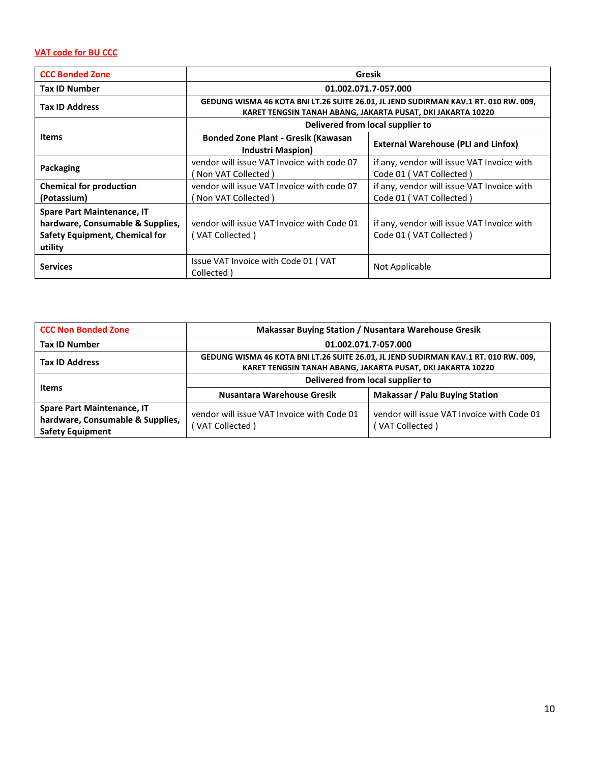## VAT code for BU CCC

| CCC Bonded Zone | Gresik | |
|---|---|---|
| Tax ID Number | 01.002.071.7-057.000 | |
| Tax ID Address | GEDUNG WISMA 46 KOTA BNI LT.26 SUITE 26.01, JL JEND SUDIRMAN KAV.1 RT. 010 RW. 009, KARET TENGSIN TANAH ABANG, JAKARTA PUSAT, DKI JAKARTA 10220 | |
| Items | Delivered from local supplier to | |
| | Bonded Zone Plant - Gresik (Kawasan Industri Maspion) | External Warehouse (PLI and Linfox) |
| Packaging | vendor will issue VAT Invoice with code 07 ( Non VAT Collected ) | if any, vendor will issue VAT Invoice with Code 01 ( VAT Collected ) |
| Chemical for production (Potassium) | vendor will issue VAT Invoice with code 07 ( Non VAT Collected ) | if any, vendor will issue VAT Invoice with Code 01 ( VAT Collected ) |
| Spare Part Maintenance, IT hardware, Consumable & Supplies, Safety Equipment, Chemical for utility | vendor will issue VAT Invoice with Code 01 ( VAT Collected ) | if any, vendor will issue VAT Invoice with Code 01 ( VAT Collected ) |
| Services | Issue VAT Invoice with Code 01 ( VAT Collected ) | Not Applicable |

| CCC Non Bonded Zone | Makassar Buying Station / Nusantara Warehouse Gresik | |
|---|---|---|
| Tax ID Number | 01.002.071.7-057.000 | |
| Tax ID Address | GEDUNG WISMA 46 KOTA BNI LT.26 SUITE 26.01, JL JEND SUDIRMAN KAV.1 RT. 010 RW. 009, KARET TENGSIN TANAH ABANG, JAKARTA PUSAT, DKI JAKARTA 10220 | |
| Items | Delivered from local supplier to | |
| | Nusantara Warehouse Gresik | Makassar / Palu Buying Station |
| Spare Part Maintenance, IT hardware, Consumable & Supplies, Safety Equipment | vendor will issue VAT Invoice with Code 01 ( VAT Collected ) | vendor will issue VAT Invoice with Code 01 ( VAT Collected ) |